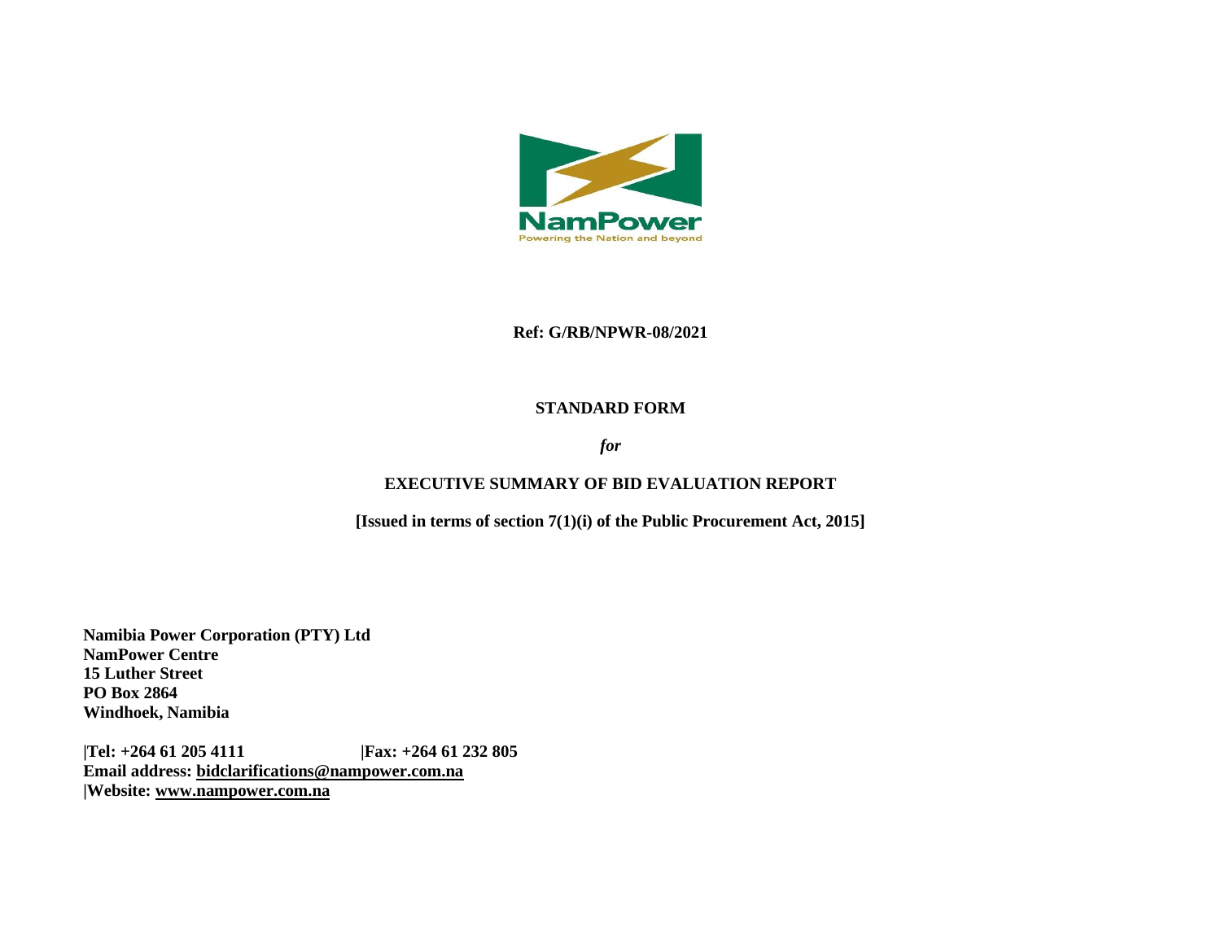NamPower
Powering the Nation and beyond

**Ref: G/RB/NPWR-08/2021**

**STANDARD FORM**

***for***

**EXECUTIVE SUMMARY OF BID EVALUATION REPORT**

**[Issued in terms of section 7(1)(i) of the Public Procurement Act, 2015]**

**Namibia Power Corporation (PTY) Ltd**
**NamPower Centre**
**15 Luther Street**
**PO Box 2864**
**Windhoek, Namibia**

**|Tel: +264 61 205 4111 |Fax: +264 61 232 805**
**Email address: bidclarifications@nampower.com.na**
**|Website: www.nampower.com.na**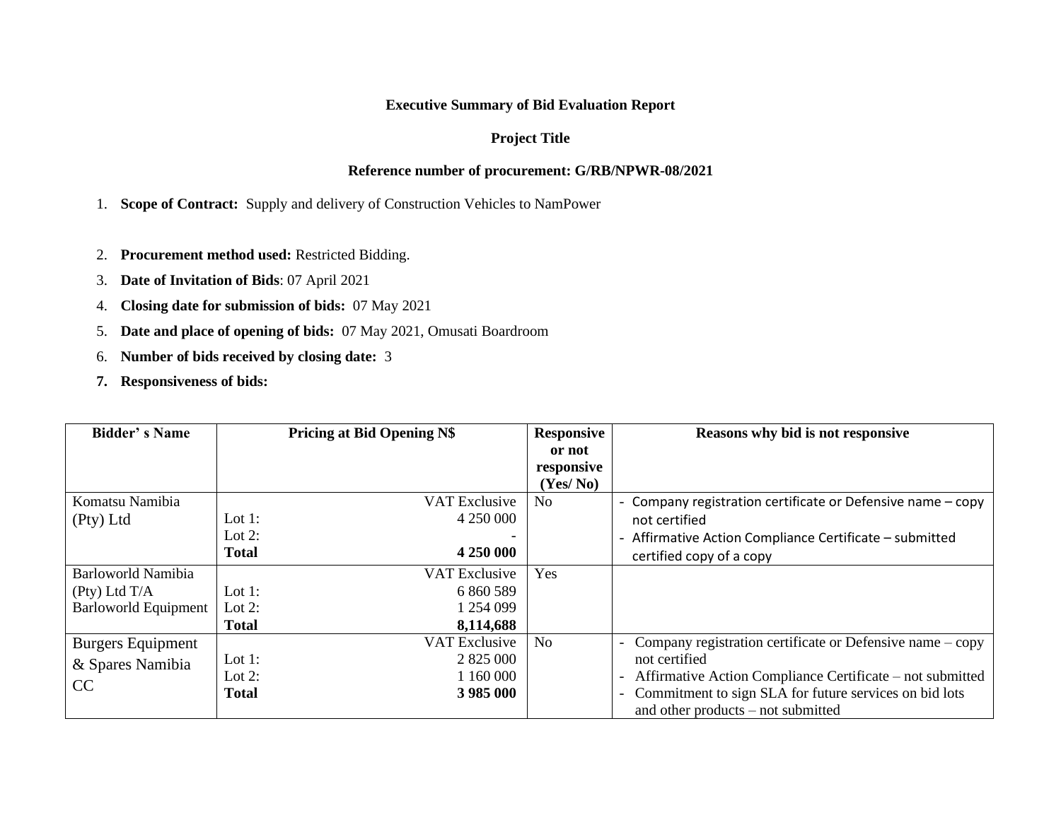**Executive Summary of Bid Evaluation Report**

**Project Title**

**Reference number of procurement: G/RB/NPWR-08/2021**

1. **Scope of Contract:** Supply and delivery of Construction Vehicles to NamPower
2. **Procurement method used:** Restricted Bidding.
3. **Date of Invitation of Bids**: 07 April 2021
4. **Closing date for submission of bids:** 07 May 2021
5. **Date and place of opening of bids:** 07 May 2021, Omusati Boardroom
6. **Number of bids received by closing date:** 3
7. **Responsiveness of bids:**

| Bidder' s Name | Pricing at Bid Opening N$ | Responsive or not responsive (Yes/ No) | Reasons why bid is not responsive |
|---|---|---|---|
| Komatsu Namibia (Pty) Ltd | VAT Exclusive<br>Lot 1: 4 250 000<br>Lot 2: -<br>**Total 4 250 000** | No | - Company registration certificate or Defensive name – copy not certified<br>- Affirmative Action Compliance Certificate – submitted certified copy of a copy |
| Barloworld Namibia (Pty) Ltd T/A Barloworld Equipment | VAT Exclusive<br>Lot 1: 6 860 589<br>Lot 2: 1 254 099<br>**Total 8,114,688** | Yes | |
| Burgers Equipment & Spares Namibia CC | VAT Exclusive<br>Lot 1: 2 825 000<br>Lot 2: 1 160 000<br>**Total 3 985 000** | No | - Company registration certificate or Defensive name – copy not certified<br>- Affirmative Action Compliance Certificate – not submitted<br>- Commitment to sign SLA for future services on bid lots and other products – not submitted |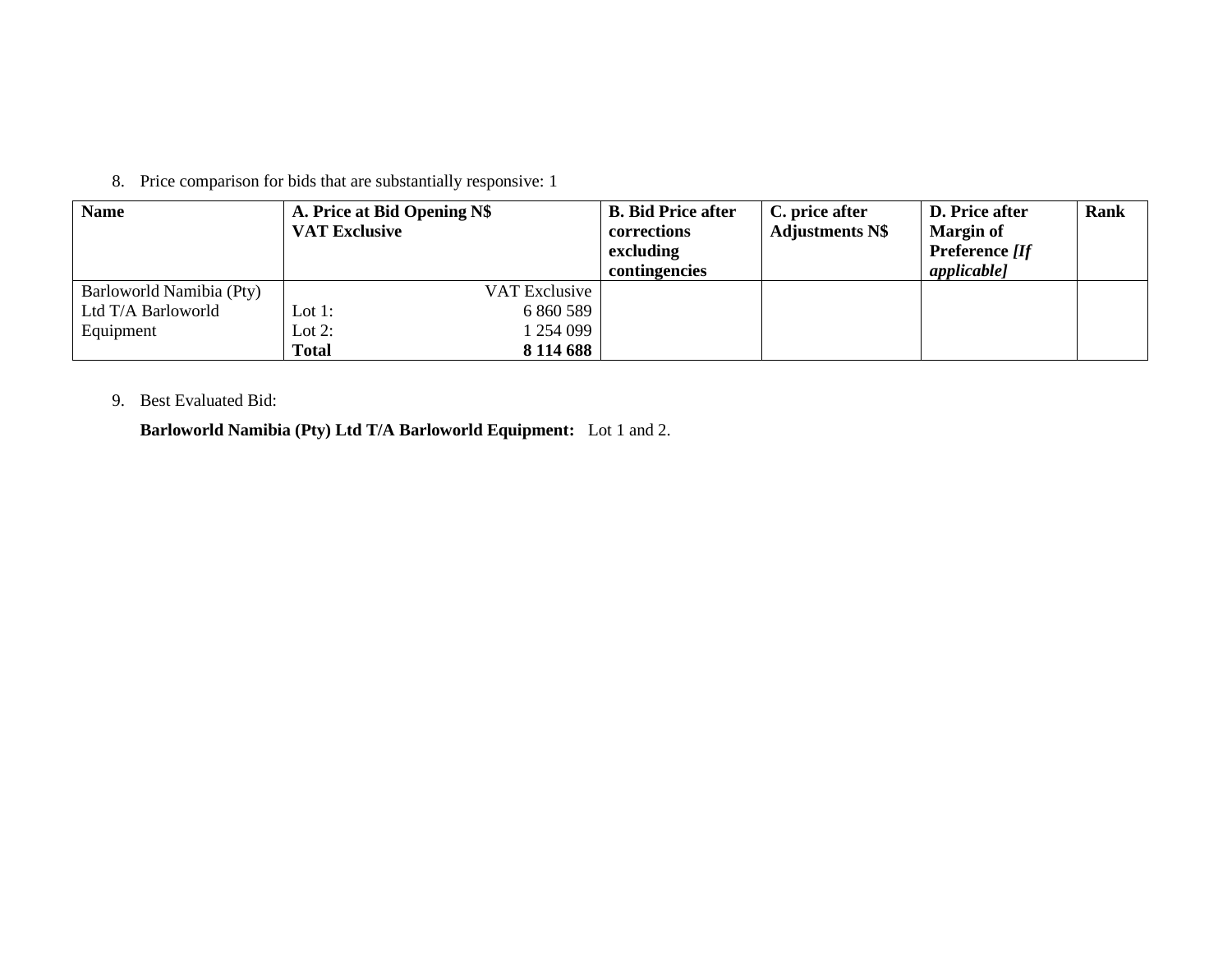8. Price comparison for bids that are substantially responsive: 1

| **Name** | **A. Price at Bid Opening N$ VAT Exclusive** | | **B. Bid Price after corrections excluding contingencies** | **C. price after Adjustments N$** | **D. Price after Margin of Preference *[If applicable]*** | **Rank** |
|---|---|---|---|---|---|---|
| Barloworld Namibia (Pty) Ltd T/A Barloworld Equipment | | VAT Exclusive | | | | |
| | Lot 1: | 6 860 589 | | | | |
| | Lot 2: | 1 254 099 | | | | |
| | **Total** | **8 114 688** | | | | |

9. Best Evaluated Bid:

   **Barloworld Namibia (Pty) Ltd T/A Barloworld Equipment:** Lot 1 and 2.